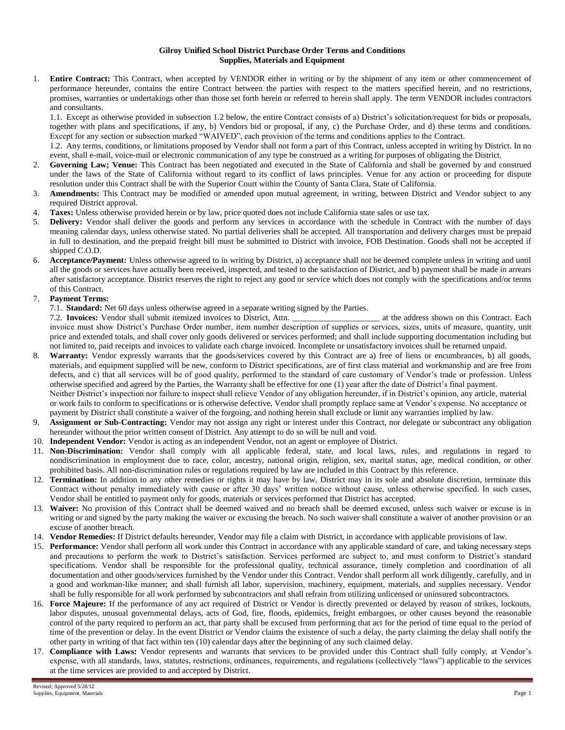**Gilroy Unified School District Purchase Order Terms and Conditions**
**Supplies, Materials and Equipment**

1. **Entire Contract:** This Contract, when accepted by VENDOR either in writing or by the shipment of any item or other commencement of performance hereunder, contains the entire Contract between the parties with respect to the matters specified herein, and no restrictions, promises, warranties or undertakings other than those set forth herein or referred to herein shall apply. The term VENDOR includes contractors and consultants.

   1.1. Except as otherwise provided in subsection 1.2 below, the entire Contract consists of a) District's solicitation/request for bids or proposals, together with plans and specifications, if any, b) Vendors bid or proposal, if any, c) the Purchase Order, and d) these terms and conditions. Except for any section or subsection marked "WAIVED", each provision of the terms and conditions applies to the Contract.

   1.2. Any terms, conditions, or limitations proposed by Vendor shall not form a part of this Contract, unless accepted in writing by District. In no event, shall e-mail, voice-mail or electronic communication of any type be construed as a writing for purposes of obligating the District.
2. **Governing Law; Venue:** This Contract has been negotiated and executed in the State of California and shall be governed by and construed under the laws of the State of California without regard to its conflict of laws principles. Venue for any action or proceeding for dispute resolution under this Contract shall be with the Superior Court within the County of Santa Clara, State of California.
3. **Amendments:** This Contract may be modified or amended upon mutual agreement, in writing, between District and Vendor subject to any required District approval.
4. **Taxes:** Unless otherwise provided herein or by law, price quoted does not include California state sales or use tax.
5. **Delivery:** Vendor shall deliver the goods and perform any services in accordance with the schedule in Contract with the number of days meaning calendar days, unless otherwise stated. No partial deliveries shall be accepted. All transportation and delivery charges must be prepaid in full to destination, and the prepaid freight bill must be submitted to District with invoice, FOB Destination. Goods shall not be accepted if shipped C.O.D.
6. **Acceptance/Payment:** Unless otherwise agreed to in writing by District, a) acceptance shall not be deemed complete unless in writing and until all the goods or services have actually been received, inspected, and tested to the satisfaction of District, and b) payment shall be made in arrears after satisfactory acceptance. District reserves the right to reject any good or service which does not comply with the specifications and/or terms of this Contract.
7. **Payment Terms:**

   7.1. **Standard:** Net 60 days unless otherwise agreed in a separate writing signed by the Parties.

   7.2. **Invoices:** Vendor shall submit itemized invoices to District, Attn. _____________________ at the address shown on this Contract. Each invoice must show District's Purchase Order number, item number description of supplies or services, sizes, units of measure, quantity, unit price and extended totals, and shall cover only goods delivered or services performed; and shall include supporting documentation including but not limited to, paid receipts and invoices to validate each charge invoiced. Incomplete or unsatisfactory invoices shall be returned unpaid.
8. **Warranty:** Vendor expressly warrants that the goods/services covered by this Contract are a) free of liens or encumbrances, b) all goods, materials, and equipment supplied will be new, conform to District specifications, are of first class material and workmanship and are free from defects, and c) that all services will be of good quality, performed to the standard of care customary of Vendor's trade or profession. Unless otherwise specified and agreed by the Parties, the Warranty shall be effective for one (1) year after the date of District's final payment. Neither District's inspection nor failure to inspect shall relieve Vendor of any obligation hereunder, if in District's opinion, any article, material or work fails to conform to specifications or is otherwise defective, Vendor shall promptly replace same at Vendor's expense. No acceptance or payment by District shall constitute a waiver of the forgoing, and nothing herein shall exclude or limit any warranties implied by law.
9. **Assignment or Sub-Contracting:** Vendor may not assign any right or interest under this Contract, nor delegate or subcontract any obligation hereunder without the prior written consent of District. Any attempt to do so will be null and void.
10. **Independent Vendor:** Vendor is acting as an independent Vendor, not an agent or employee of District.
11. **Non-Discrimination:** Vendor shall comply with all applicable federal, state, and local laws, rules, and regulations in regard to nondiscrimination in employment due to race, color, ancestry, national origin, religion, sex, marital status, age, medical condition, or other prohibited basis. All non-discrimination rules or regulations required by law are included in this Contract by this reference.
12. **Termination:** In addition to any other remedies or rights it may have by law, District may in its sole and absolute discretion, terminate this Contract without penalty immediately with cause or after 30 days' written notice without cause, unless otherwise specified. In such cases, Vendor shall be entitled to payment only for goods, materials or services performed that District has accepted.
13. **Waiver:** No provision of this Contract shall be deemed waived and no breach shall be deemed excused, unless such waiver or excuse is in writing or and signed by the party making the waiver or excusing the breach. No such waiver shall constitute a waiver of another provision or an excuse of another breach.
14. **Vendor Remedies:** If District defaults hereunder, Vendor may file a claim with District, in accordance with applicable provisions of law.
15. **Performance:** Vendor shall perform all work under this Contract in accordance with any applicable standard of care, and taking necessary steps and precautions to perform the work to District's satisfaction. Services performed are subject to, and must conform to District's standard specifications. Vendor shall be responsible for the professional quality, technical assurance, timely completion and coordination of all documentation and other goods/services furnished by the Vendor under this Contract. Vendor shall perform all work diligently, carefully, and in a good and workman-like manner; and shall furnish all labor, supervision, machinery, equipment, materials, and supplies necessary. Vendor shall be fully responsible for all work performed by subcontractors and shall refrain from utilizing unlicensed or uninsured subcontractors.
16. **Force Majeure:** If the performance of any act required of District or Vendor is directly prevented or delayed by reason of strikes, lockouts, labor disputes, unusual governmental delays, acts of God, fire, floods, epidemics, freight embargoes, or other causes beyond the reasonable control of the party required to perform an act, that party shall be excused from performing that act for the period of time equal to the period of time of the prevention or delay. In the event District or Vendor claims the existence of such a delay, the party claiming the delay shall notify the other party in writing of that fact within ten (10) calendar days after the beginning of any such claimed delay.
17. **Compliance with Laws:** Vendor represents and warrants that services to be provided under this Contract shall fully comply, at Vendor's expense, with all standards, laws, statutes, restrictions, ordinances, requirements, and regulations (collectively "laws") applicable to the services at the time services are provided to and accepted by District.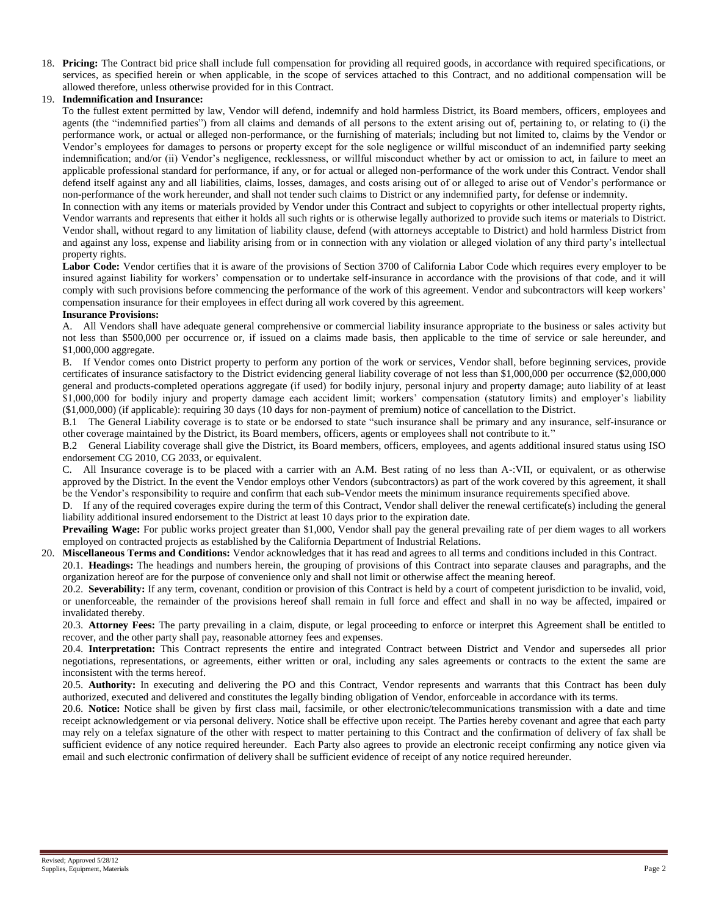18. **Pricing:** The Contract bid price shall include full compensation for providing all required goods, in accordance with required specifications, or services, as specified herein or when applicable, in the scope of services attached to this Contract, and no additional compensation will be allowed therefore, unless otherwise provided for in this Contract.

19. **Indemnification and Insurance:**

    To the fullest extent permitted by law, Vendor will defend, indemnify and hold harmless District, its Board members, officers, employees and agents (the "indemnified parties") from all claims and demands of all persons to the extent arising out of, pertaining to, or relating to (i) the performance work, or actual or alleged non-performance, or the furnishing of materials; including but not limited to, claims by the Vendor or Vendor's employees for damages to persons or property except for the sole negligence or willful misconduct of an indemnified party seeking indemnification; and/or (ii) Vendor's negligence, recklessness, or willful misconduct whether by act or omission to act, in failure to meet an applicable professional standard for performance, if any, or for actual or alleged non-performance of the work under this Contract. Vendor shall defend itself against any and all liabilities, claims, losses, damages, and costs arising out of or alleged to arise out of Vendor's performance or non-performance of the work hereunder, and shall not tender such claims to District or any indemnified party, for defense or indemnity.

    In connection with any items or materials provided by Vendor under this Contract and subject to copyrights or other intellectual property rights, Vendor warrants and represents that either it holds all such rights or is otherwise legally authorized to provide such items or materials to District. Vendor shall, without regard to any limitation of liability clause, defend (with attorneys acceptable to District) and hold harmless District from and against any loss, expense and liability arising from or in connection with any violation or alleged violation of any third party's intellectual property rights.

    **Labor Code:** Vendor certifies that it is aware of the provisions of Section 3700 of California Labor Code which requires every employer to be insured against liability for workers' compensation or to undertake self-insurance in accordance with the provisions of that code, and it will comply with such provisions before commencing the performance of the work of this agreement. Vendor and subcontractors will keep workers' compensation insurance for their employees in effect during all work covered by this agreement.

    **Insurance Provisions:**

    A. All Vendors shall have adequate general comprehensive or commercial liability insurance appropriate to the business or sales activity but not less than $500,000 per occurrence or, if issued on a claims made basis, then applicable to the time of service or sale hereunder, and $1,000,000 aggregate.

    B. If Vendor comes onto District property to perform any portion of the work or services, Vendor shall, before beginning services, provide certificates of insurance satisfactory to the District evidencing general liability coverage of not less than $1,000,000 per occurrence ($2,000,000 general and products-completed operations aggregate (if used) for bodily injury, personal injury and property damage; auto liability of at least $1,000,000 for bodily injury and property damage each accident limit; workers' compensation (statutory limits) and employer's liability ($1,000,000) (if applicable): requiring 30 days (10 days for non-payment of premium) notice of cancellation to the District.

    B.1 The General Liability coverage is to state or be endorsed to state "such insurance shall be primary and any insurance, self-insurance or other coverage maintained by the District, its Board members, officers, agents or employees shall not contribute to it."

    B.2 General Liability coverage shall give the District, its Board members, officers, employees, and agents additional insured status using ISO endorsement CG 2010, CG 2033, or equivalent.

    C. All Insurance coverage is to be placed with a carrier with an A.M. Best rating of no less than A-:VII, or equivalent, or as otherwise approved by the District. In the event the Vendor employs other Vendors (subcontractors) as part of the work covered by this agreement, it shall be the Vendor's responsibility to require and confirm that each sub-Vendor meets the minimum insurance requirements specified above.

    D. If any of the required coverages expire during the term of this Contract, Vendor shall deliver the renewal certificate(s) including the general liability additional insured endorsement to the District at least 10 days prior to the expiration date.

    **Prevailing Wage:** For public works project greater than $1,000, Vendor shall pay the general prevailing rate of per diem wages to all workers employed on contracted projects as established by the California Department of Industrial Relations.

20. **Miscellaneous Terms and Conditions:** Vendor acknowledges that it has read and agrees to all terms and conditions included in this Contract.

    20.1. **Headings:** The headings and numbers herein, the grouping of provisions of this Contract into separate clauses and paragraphs, and the organization hereof are for the purpose of convenience only and shall not limit or otherwise affect the meaning hereof.

    20.2. **Severability:** If any term, covenant, condition or provision of this Contract is held by a court of competent jurisdiction to be invalid, void, or unenforceable, the remainder of the provisions hereof shall remain in full force and effect and shall in no way be affected, impaired or invalidated thereby.

    20.3. **Attorney Fees:** The party prevailing in a claim, dispute, or legal proceeding to enforce or interpret this Agreement shall be entitled to recover, and the other party shall pay, reasonable attorney fees and expenses.

    20.4. **Interpretation:** This Contract represents the entire and integrated Contract between District and Vendor and supersedes all prior negotiations, representations, or agreements, either written or oral, including any sales agreements or contracts to the extent the same are inconsistent with the terms hereof.

    20.5. **Authority:** In executing and delivering the PO and this Contract, Vendor represents and warrants that this Contract has been duly authorized, executed and delivered and constitutes the legally binding obligation of Vendor, enforceable in accordance with its terms.

    20.6. **Notice:** Notice shall be given by first class mail, facsimile, or other electronic/telecommunications transmission with a date and time receipt acknowledgement or via personal delivery. Notice shall be effective upon receipt. The Parties hereby covenant and agree that each party may rely on a telefax signature of the other with respect to matter pertaining to this Contract and the confirmation of delivery of fax shall be sufficient evidence of any notice required hereunder. Each Party also agrees to provide an electronic receipt confirming any notice given via email and such electronic confirmation of delivery shall be sufficient evidence of receipt of any notice required hereunder.

Revised; Approved 5/28/12
Supplies, Equipment, Materials